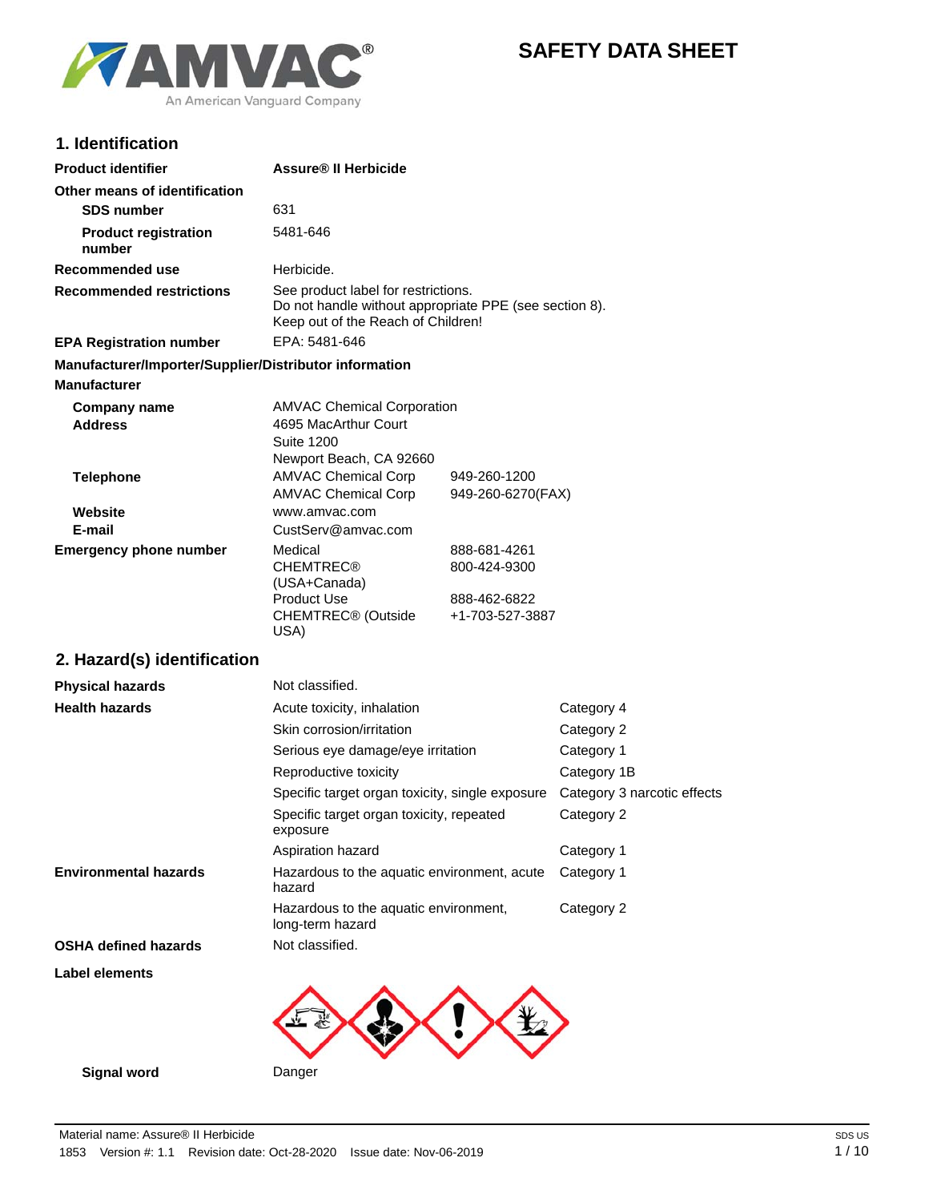# SAFETY DATA SHEET

## 1. Identification

| | |
|---|---|
| **Product identifier** | **Assure® II Herbicide** |
| **Other means of identification** | |
| **SDS number** | 631 |
| **Product registration number** | 5481-646 |
| **Recommended use** | Herbicide. |
| **Recommended restrictions** | See product label for restrictions. Do not handle without appropriate PPE (see section 8). Keep out of the Reach of Children! |
| **EPA Registration number** | EPA: 5481-646 |

**Manufacturer/Importer/Supplier/Distributor information**

**Manufacturer**

| | | |
|---|---|---|
| **Company name** | AMVAC Chemical Corporation | |
| **Address** | 4695 MacArthur Court<br>Suite 1200<br>Newport Beach, CA 92660 | |
| **Telephone** | AMVAC Chemical Corp | 949-260-1200 |
| | AMVAC Chemical Corp | 949-260-6270(FAX) |
| **Website** | www.amvac.com | |
| **E-mail** | CustServ@amvac.com | |
| **Emergency phone number** | Medical | 888-681-4261 |
| | CHEMTREC® (USA+Canada) | 800-424-9300 |
| | Product Use | 888-462-6822 |
| | CHEMTREC® (Outside USA) | +1-703-527-3887 |

## 2. Hazard(s) identification

| | | |
|---|---|---|
| **Physical hazards** | Not classified. | |
| **Health hazards** | Acute toxicity, inhalation | Category 4 |
| | Skin corrosion/irritation | Category 2 |
| | Serious eye damage/eye irritation | Category 1 |
| | Reproductive toxicity | Category 1B |
| | Specific target organ toxicity, single exposure | Category 3 narcotic effects |
| | Specific target organ toxicity, repeated exposure | Category 2 |
| | Aspiration hazard | Category 1 |
| **Environmental hazards** | Hazardous to the aquatic environment, acute hazard | Category 1 |
| | Hazardous to the aquatic environment, long-term hazard | Category 2 |
| **OSHA defined hazards** | Not classified. | |

**Label elements**

**Signal word** Danger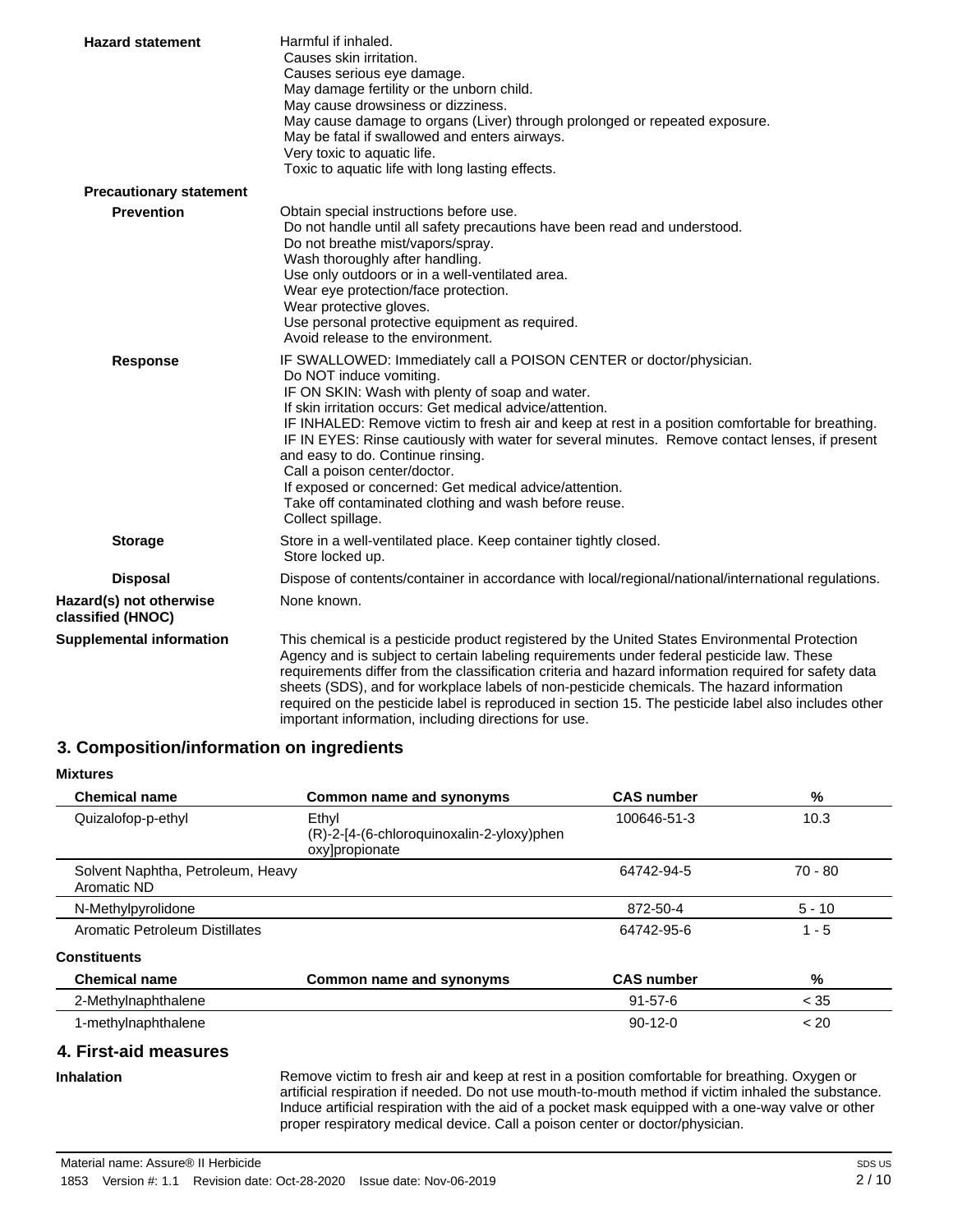**Hazard statement**

Harmful if inhaled.
Causes skin irritation.
Causes serious eye damage.
May damage fertility or the unborn child.
May cause drowsiness or dizziness.
May cause damage to organs (Liver) through prolonged or repeated exposure.
May be fatal if swallowed and enters airways.
Very toxic to aquatic life.
Toxic to aquatic life with long lasting effects.

**Precautionary statement**

**Prevention**

Obtain special instructions before use.
Do not handle until all safety precautions have been read and understood.
Do not breathe mist/vapors/spray.
Wash thoroughly after handling.
Use only outdoors or in a well-ventilated area.
Wear eye protection/face protection.
Wear protective gloves.
Use personal protective equipment as required.
Avoid release to the environment.

**Response**

IF SWALLOWED: Immediately call a POISON CENTER or doctor/physician.
Do NOT induce vomiting.
IF ON SKIN: Wash with plenty of soap and water.
If skin irritation occurs: Get medical advice/attention.
IF INHALED: Remove victim to fresh air and keep at rest in a position comfortable for breathing.
IF IN EYES: Rinse cautiously with water for several minutes. Remove contact lenses, if present and easy to do. Continue rinsing.
Call a poison center/doctor.
If exposed or concerned: Get medical advice/attention.
Take off contaminated clothing and wash before reuse.
Collect spillage.

**Storage**

Store in a well-ventilated place. Keep container tightly closed.
Store locked up.

**Disposal**

Dispose of contents/container in accordance with local/regional/national/international regulations.

**Hazard(s) not otherwise classified (HNOC)**

None known.

**Supplemental information**

This chemical is a pesticide product registered by the United States Environmental Protection Agency and is subject to certain labeling requirements under federal pesticide law. These requirements differ from the classification criteria and hazard information required for safety data sheets (SDS), and for workplace labels of non-pesticide chemicals. The hazard information required on the pesticide label is reproduced in section 15. The pesticide label also includes other important information, including directions for use.

## 3. Composition/information on ingredients

**Mixtures**

| Chemical name | Common name and synonyms | CAS number | % |
|---|---|---|---|
| Quizalofop-p-ethyl | Ethyl (R)-2-[4-(6-chloroquinoxalin-2-yloxy)phenoxy]propionate | 100646-51-3 | 10.3 |
| Solvent Naphtha, Petroleum, Heavy Aromatic ND | | 64742-94-5 | 70 - 80 |
| N-Methylpyrolidone | | 872-50-4 | 5 - 10 |
| Aromatic Petroleum Distillates | | 64742-95-6 | 1 - 5 |

**Constituents**

| Chemical name | Common name and synonyms | CAS number | % |
|---|---|---|---|
| 2-Methylnaphthalene | | 91-57-6 | < 35 |
| 1-methylnaphthalene | | 90-12-0 | < 20 |

## 4. First-aid measures

**Inhalation**

Remove victim to fresh air and keep at rest in a position comfortable for breathing. Oxygen or artificial respiration if needed. Do not use mouth-to-mouth method if victim inhaled the substance. Induce artificial respiration with the aid of a pocket mask equipped with a one-way valve or other proper respiratory medical device. Call a poison center or doctor/physician.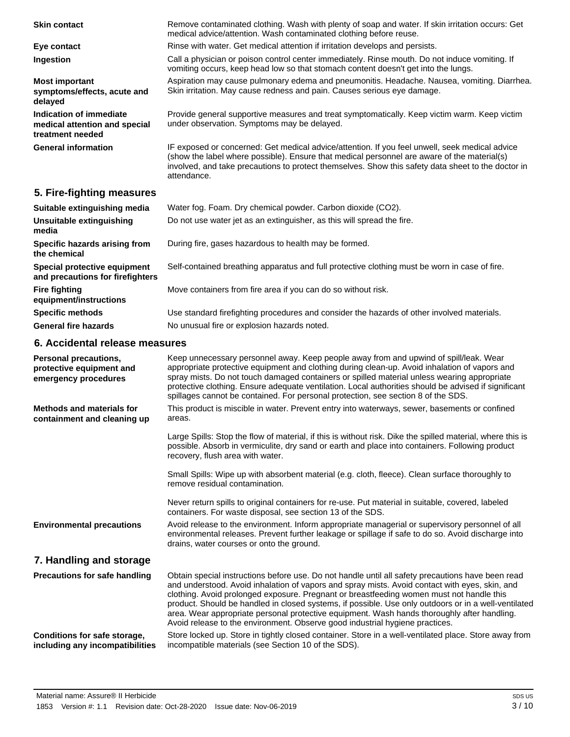**Skin contact** Remove contaminated clothing. Wash with plenty of soap and water. If skin irritation occurs: Get medical advice/attention. Wash contaminated clothing before reuse.

**Eye contact** Rinse with water. Get medical attention if irritation develops and persists.

**Ingestion** Call a physician or poison control center immediately. Rinse mouth. Do not induce vomiting. If vomiting occurs, keep head low so that stomach content doesn't get into the lungs.

**Most important symptoms/effects, acute and delayed** Aspiration may cause pulmonary edema and pneumonitis. Headache. Nausea, vomiting. Diarrhea. Skin irritation. May cause redness and pain. Causes serious eye damage.

**Indication of immediate medical attention and special treatment needed** Provide general supportive measures and treat symptomatically. Keep victim warm. Keep victim under observation. Symptoms may be delayed.

**General information** IF exposed or concerned: Get medical advice/attention. If you feel unwell, seek medical advice (show the label where possible). Ensure that medical personnel are aware of the material(s) involved, and take precautions to protect themselves. Show this safety data sheet to the doctor in attendance.

## 5. Fire-fighting measures

**Suitable extinguishing media** Water fog. Foam. Dry chemical powder. Carbon dioxide ($CO_2$).

**Unsuitable extinguishing media** Do not use water jet as an extinguisher, as this will spread the fire.

**Specific hazards arising from the chemical** During fire, gases hazardous to health may be formed.

**Special protective equipment and precautions for firefighters** Self-contained breathing apparatus and full protective clothing must be worn in case of fire.

**Fire fighting equipment/instructions** Move containers from fire area if you can do so without risk.

**Specific methods** Use standard firefighting procedures and consider the hazards of other involved materials.

**General fire hazards** No unusual fire or explosion hazards noted.

## 6. Accidental release measures

**Personal precautions, protective equipment and emergency procedures** Keep unnecessary personnel away. Keep people away from and upwind of spill/leak. Wear appropriate protective equipment and clothing during clean-up. Avoid inhalation of vapors and spray mists. Do not touch damaged containers or spilled material unless wearing appropriate protective clothing. Ensure adequate ventilation. Local authorities should be advised if significant spillages cannot be contained. For personal protection, see section 8 of the SDS.

**Methods and materials for containment and cleaning up** This product is miscible in water. Prevent entry into waterways, sewer, basements or confined areas.

Large Spills: Stop the flow of material, if this is without risk. Dike the spilled material, where this is possible. Absorb in vermiculite, dry sand or earth and place into containers. Following product recovery, flush area with water.

Small Spills: Wipe up with absorbent material (e.g. cloth, fleece). Clean surface thoroughly to remove residual contamination.

Never return spills to original containers for re-use. Put material in suitable, covered, labeled containers. For waste disposal, see section 13 of the SDS.

**Environmental precautions** Avoid release to the environment. Inform appropriate managerial or supervisory personnel of all environmental releases. Prevent further leakage or spillage if safe to do so. Avoid discharge into drains, water courses or onto the ground.

## 7. Handling and storage

**Precautions for safe handling** Obtain special instructions before use. Do not handle until all safety precautions have been read and understood. Avoid inhalation of vapors and spray mists. Avoid contact with eyes, skin, and clothing. Avoid prolonged exposure. Pregnant or breastfeeding women must not handle this product. Should be handled in closed systems, if possible. Use only outdoors or in a well-ventilated area. Wear appropriate personal protective equipment. Wash hands thoroughly after handling. Avoid release to the environment. Observe good industrial hygiene practices.

**Conditions for safe storage, including any incompatibilities** Store locked up. Store in tightly closed container. Store in a well-ventilated place. Store away from incompatible materials (see Section 10 of the SDS).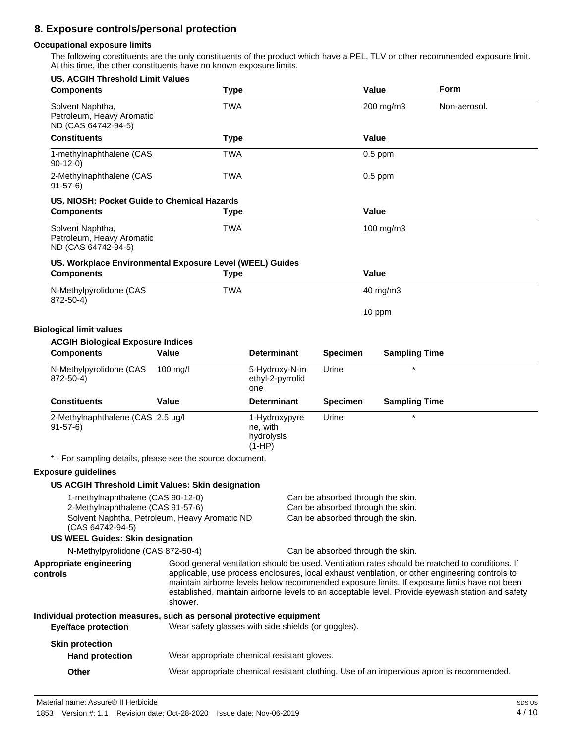## 8. Exposure controls/personal protection

### Occupational exposure limits

The following constituents are the only constituents of the product which have a PEL, TLV or other recommended exposure limit. At this time, the other constituents have no known exposure limits.

**US. ACGIH Threshold Limit Values**

| Components | Type | Value | Form |
|---|---|---|---|
| Solvent Naphtha, Petroleum, Heavy Aromatic ND (CAS 64742-94-5) | TWA | 200 mg/m3 | Non-aerosol. |
| **Constituents** | **Type** | **Value** | |
| 1-methylnaphthalene (CAS 90-12-0) | TWA | 0.5 ppm | |
| 2-Methylnaphthalene (CAS 91-57-6) | TWA | 0.5 ppm | |

**US. NIOSH: Pocket Guide to Chemical Hazards**

| Components | Type | Value |
|---|---|---|
| Solvent Naphtha, Petroleum, Heavy Aromatic ND (CAS 64742-94-5) | TWA | 100 mg/m3 |

**US. Workplace Environmental Exposure Level (WEEL) Guides**

| Components | Type | Value |
|---|---|---|
| N-Methylpyrolidone (CAS 872-50-4) | TWA | 40 mg/m3 |
| | | 10 ppm |

### Biological limit values

**ACGIH Biological Exposure Indices**

| Components | Value | Determinant | Specimen | Sampling Time |
|---|---|---|---|---|
| N-Methylpyrolidone (CAS 872-50-4) | 100 mg/l | 5-Hydroxy-N-methyl-2-pyrrolidone | Urine | * |
| **Constituents** | **Value** | **Determinant** | **Specimen** | **Sampling Time** |
| 2-Methylnaphthalene (CAS 91-57-6) | 2.5 µg/l | 1-Hydroxypyrene, with hydrolysis (1-HP) | Urine | * |

* - For sampling details, please see the source document.

### Exposure guidelines

**US ACGIH Threshold Limit Values: Skin designation**

| | |
|---|---|
| 1-methylnaphthalene (CAS 90-12-0) | Can be absorbed through the skin. |
| 2-Methylnaphthalene (CAS 91-57-6) | Can be absorbed through the skin. |
| Solvent Naphtha, Petroleum, Heavy Aromatic ND (CAS 64742-94-5) | Can be absorbed through the skin. |

**US WEEL Guides: Skin designation**

| | |
|---|---|
| N-Methylpyrolidone (CAS 872-50-4) | Can be absorbed through the skin. |

**Appropriate engineering controls**

Good general ventilation should be used. Ventilation rates should be matched to conditions. If applicable, use process enclosures, local exhaust ventilation, or other engineering controls to maintain airborne levels below recommended exposure limits. If exposure limits have not been established, maintain airborne levels to an acceptable level. Provide eyewash station and safety shower.

### Individual protection measures, such as personal protective equipment

**Eye/face protection**

Wear safety glasses with side shields (or goggles).

**Skin protection**

**Hand protection**

Wear appropriate chemical resistant gloves.

**Other**

Wear appropriate chemical resistant clothing. Use of an impervious apron is recommended.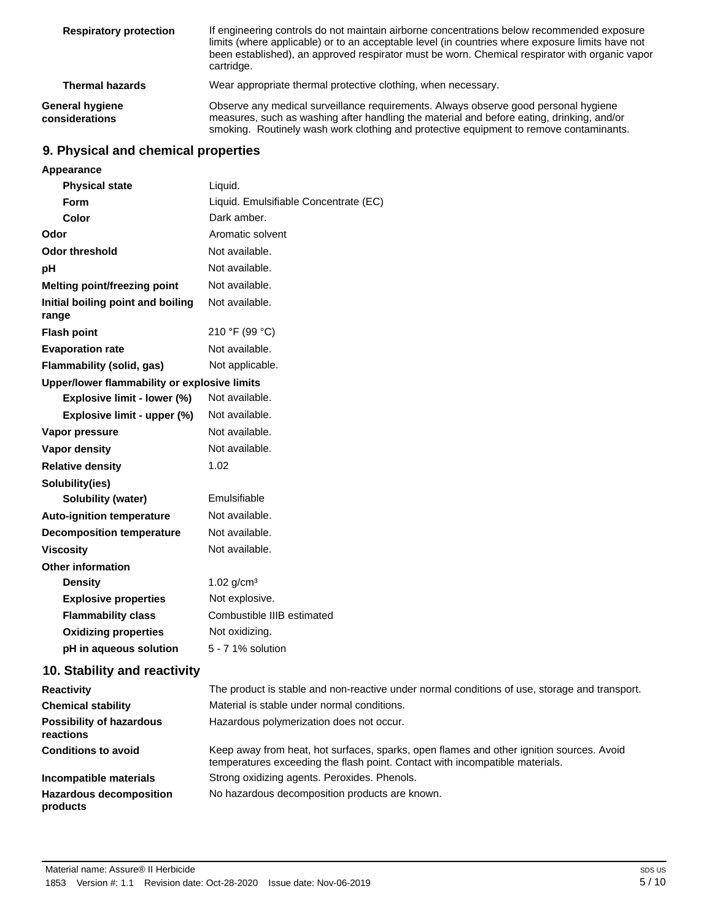| | |
|---|---|
| **Respiratory protection** | If engineering controls do not maintain airborne concentrations below recommended exposure limits (where applicable) or to an acceptable level (in countries where exposure limits have not been established), an approved respirator must be worn. Chemical respirator with organic vapor cartridge. |
| **Thermal hazards** | Wear appropriate thermal protective clothing, when necessary. |
| **General hygiene considerations** | Observe any medical surveillance requirements. Always observe good personal hygiene measures, such as washing after handling the material and before eating, drinking, and/or smoking. Routinely wash work clothing and protective equipment to remove contaminants. |

## 9. Physical and chemical properties

| | |
|---|---|
| **Appearance** | |
| **Physical state** | Liquid. |
| **Form** | Liquid. Emulsifiable Concentrate (EC) |
| **Color** | Dark amber. |
| **Odor** | Aromatic solvent |
| **Odor threshold** | Not available. |
| **pH** | Not available. |
| **Melting point/freezing point** | Not available. |
| **Initial boiling point and boiling range** | Not available. |
| **Flash point** | 210 °F (99 °C) |
| **Evaporation rate** | Not available. |
| **Flammability (solid, gas)** | Not applicable. |
| **Upper/lower flammability or explosive limits** | |
| **Explosive limit - lower (%)** | Not available. |
| **Explosive limit - upper (%)** | Not available. |
| **Vapor pressure** | Not available. |
| **Vapor density** | Not available. |
| **Relative density** | 1.02 |
| **Solubility(ies)** | |
| **Solubility (water)** | Emulsifiable |
| **Auto-ignition temperature** | Not available. |
| **Decomposition temperature** | Not available. |
| **Viscosity** | Not available. |
| **Other information** | |
| **Density** | 1.02 g/cm³ |
| **Explosive properties** | Not explosive. |
| **Flammability class** | Combustible IIIB estimated |
| **Oxidizing properties** | Not oxidizing. |
| **pH in aqueous solution** | 5 - 7 1% solution |

## 10. Stability and reactivity

| | |
|---|---|
| **Reactivity** | The product is stable and non-reactive under normal conditions of use, storage and transport. |
| **Chemical stability** | Material is stable under normal conditions. |
| **Possibility of hazardous reactions** | Hazardous polymerization does not occur. |
| **Conditions to avoid** | Keep away from heat, hot surfaces, sparks, open flames and other ignition sources. Avoid temperatures exceeding the flash point. Contact with incompatible materials. |
| **Incompatible materials** | Strong oxidizing agents. Peroxides. Phenols. |
| **Hazardous decomposition products** | No hazardous decomposition products are known. |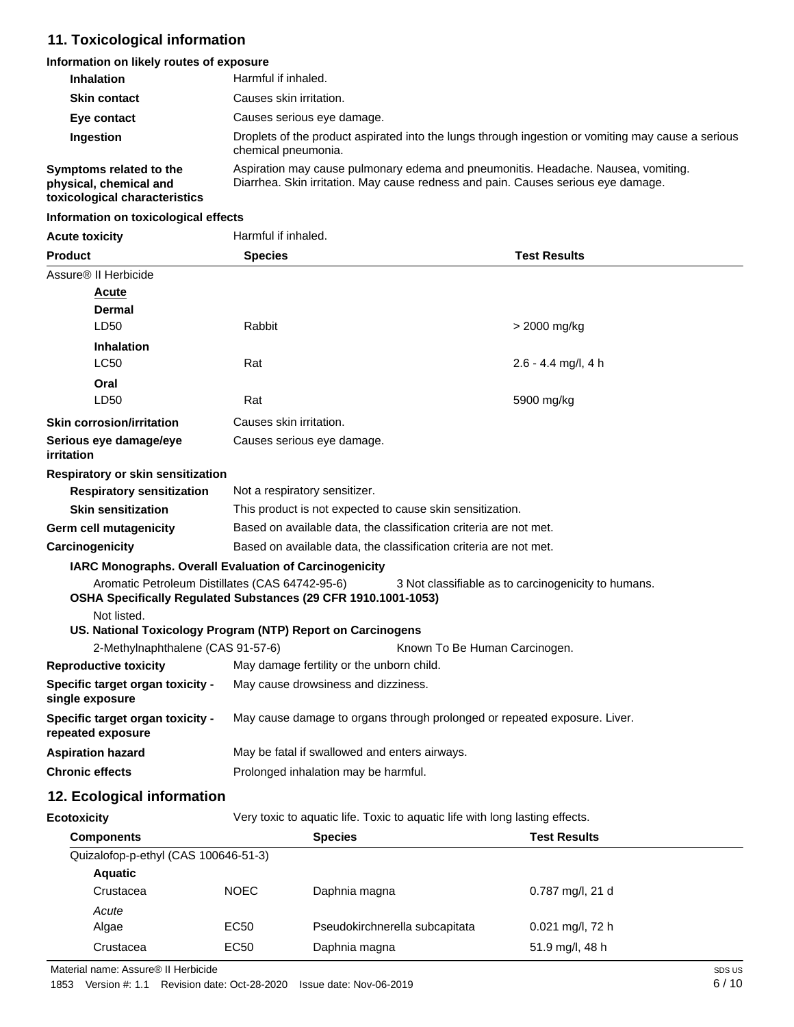## 11. Toxicological information

**Information on likely routes of exposure**

| | |
|---|---|
| **Inhalation** | Harmful if inhaled. |
| **Skin contact** | Causes skin irritation. |
| **Eye contact** | Causes serious eye damage. |
| **Ingestion** | Droplets of the product aspirated into the lungs through ingestion or vomiting may cause a serious chemical pneumonia. |
| **Symptoms related to the physical, chemical and toxicological characteristics** | Aspiration may cause pulmonary edema and pneumonitis. Headache. Nausea, vomiting. Diarrhea. Skin irritation. May cause redness and pain. Causes serious eye damage. |

**Information on toxicological effects**

**Acute toxicity** Harmful if inhaled.

| Product | Species | Test Results |
|---|---|---|
| Assure® II Herbicide | | |
| **Acute** | | |
| **Dermal** | | |
| LD50 | Rabbit | > 2000 mg/kg |
| **Inhalation** | | |
| LC50 | Rat | 2.6 - 4.4 mg/l, 4 h |
| **Oral** | | |
| LD50 | Rat | 5900 mg/kg |

| | |
|---|---|
| **Skin corrosion/irritation** | Causes skin irritation. |
| **Serious eye damage/eye irritation** | Causes serious eye damage. |

**Respiratory or skin sensitization**

| | |
|---|---|
| **Respiratory sensitization** | Not a respiratory sensitizer. |
| **Skin sensitization** | This product is not expected to cause skin sensitization. |
| **Germ cell mutagenicity** | Based on available data, the classification criteria are not met. |
| **Carcinogenicity** | Based on available data, the classification criteria are not met. |

**IARC Monographs. Overall Evaluation of Carcinogenicity**

Aromatic Petroleum Distillates (CAS 64742-95-6) 3 Not classifiable as to carcinogenicity to humans.

**OSHA Specifically Regulated Substances (29 CFR 1910.1001-1053)**

Not listed.

**US. National Toxicology Program (NTP) Report on Carcinogens**

2-Methylnaphthalene (CAS 91-57-6) Known To Be Human Carcinogen.

| | |
|---|---|
| **Reproductive toxicity** | May damage fertility or the unborn child. |
| **Specific target organ toxicity - single exposure** | May cause drowsiness and dizziness. |
| **Specific target organ toxicity - repeated exposure** | May cause damage to organs through prolonged or repeated exposure. Liver. |
| **Aspiration hazard** | May be fatal if swallowed and enters airways. |
| **Chronic effects** | Prolonged inhalation may be harmful. |

## 12. Ecological information

**Ecotoxicity** Very toxic to aquatic life. Toxic to aquatic life with long lasting effects.

| Components | | Species | Test Results |
|---|---|---|---|
| Quizalofop-p-ethyl (CAS 100646-51-3) | | | |
| **Aquatic** | | | |
| Crustacea | NOEC | Daphnia magna | 0.787 mg/l, 21 d |
| *Acute* | | | |
| Algae | EC50 | Pseudokirchnerella subcapitata | 0.021 mg/l, 72 h |
| Crustacea | EC50 | Daphnia magna | 51.9 mg/l, 48 h |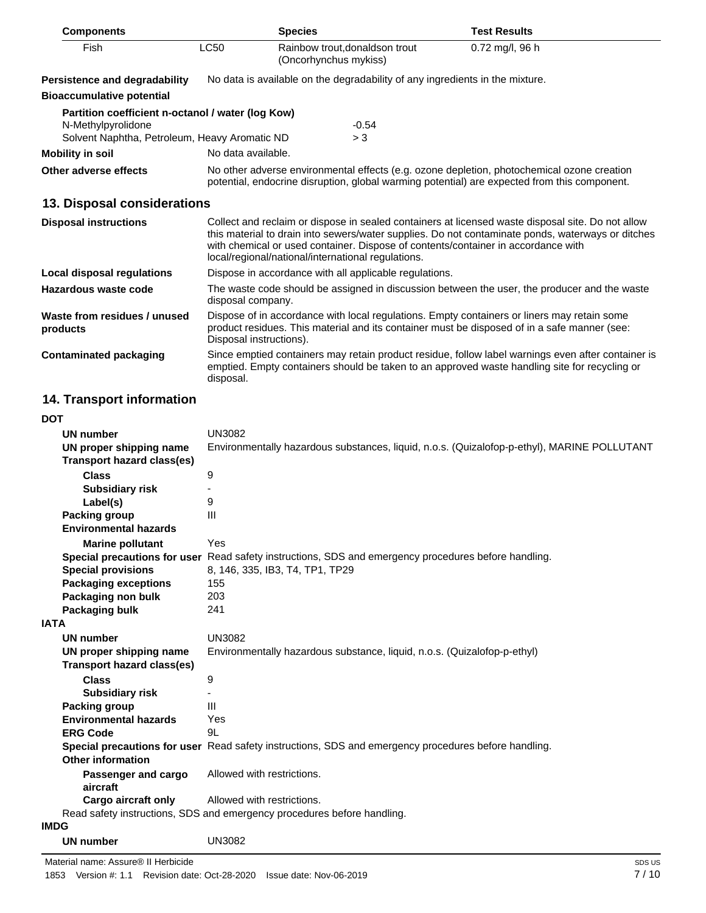| Components | | Species | Test Results |
|---|---|---|---|
| Fish | LC50 | Rainbow trout,donaldson trout (Oncorhynchus mykiss) | 0.72 mg/l, 96 h |

**Persistence and degradability** No data is available on the degradability of any ingredients in the mixture.

**Bioaccumulative potential**

**Partition coefficient n-octanol / water (log Kow)**

| | |
|---|---|
| N-Methylpyrolidone | -0.54 |
| Solvent Naphtha, Petroleum, Heavy Aromatic ND | > 3 |

**Mobility in soil** No data available.

**Other adverse effects** No other adverse environmental effects (e.g. ozone depletion, photochemical ozone creation potential, endocrine disruption, global warming potential) are expected from this component.

## 13. Disposal considerations

**Disposal instructions** Collect and reclaim or dispose in sealed containers at licensed waste disposal site. Do not allow this material to drain into sewers/water supplies. Do not contaminate ponds, waterways or ditches with chemical or used container. Dispose of contents/container in accordance with local/regional/national/international regulations.

**Local disposal regulations** Dispose in accordance with all applicable regulations.

**Hazardous waste code** The waste code should be assigned in discussion between the user, the producer and the waste disposal company.

**Waste from residues / unused products** Dispose of in accordance with local regulations. Empty containers or liners may retain some product residues. This material and its container must be disposed of in a safe manner (see: Disposal instructions).

**Contaminated packaging** Since emptied containers may retain product residue, follow label warnings even after container is emptied. Empty containers should be taken to an approved waste handling site for recycling or disposal.

## 14. Transport information

**DOT**

**UN number** UN3082

**UN proper shipping name** Environmentally hazardous substances, liquid, n.o.s. (Quizalofop-p-ethyl), MARINE POLLUTANT

**Transport hazard class(es)**

**Class** 9

**Subsidiary risk** -

**Label(s)** 9

**Packing group** III

**Environmental hazards**

**Marine pollutant** Yes

**Special precautions for user** Read safety instructions, SDS and emergency procedures before handling.

**Special provisions** 8, 146, 335, IB3, T4, TP1, TP29

**Packaging exceptions** 155

**Packaging non bulk** 203

**Packaging bulk** 241

**IATA**

**UN number** UN3082

**UN proper shipping name** Environmentally hazardous substance, liquid, n.o.s. (Quizalofop-p-ethyl)

**Transport hazard class(es)**

**Class** 9

**Subsidiary risk** -

**Packing group** III

**Environmental hazards** Yes

**ERG Code** 9L

**Special precautions for user** Read safety instructions, SDS and emergency procedures before handling.

**Other information**

**Passenger and cargo aircraft** Allowed with restrictions.

**Cargo aircraft only** Allowed with restrictions.

Read safety instructions, SDS and emergency procedures before handling.

**IMDG**

**UN number** UN3082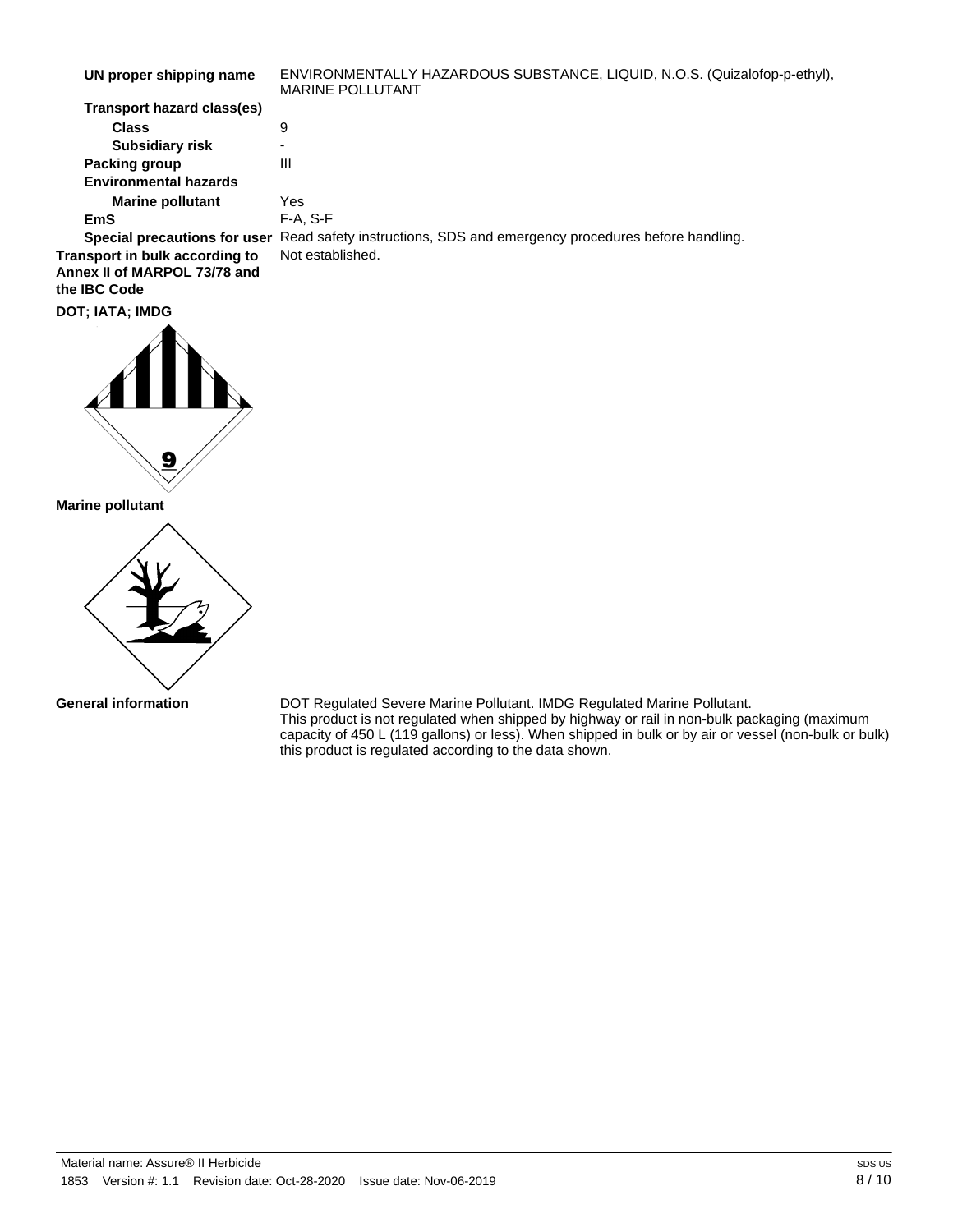**UN proper shipping name** ENVIRONMENTALLY HAZARDOUS SUBSTANCE, LIQUID, N.O.S. (Quizalofop-p-ethyl), MARINE POLLUTANT

**Transport hazard class(es)**

**Class** 9

**Subsidiary risk** -

**Packing group** III

**Environmental hazards**

**Marine pollutant** Yes

**EmS** F-A, S-F

**Special precautions for user** Read safety instructions, SDS and emergency procedures before handling.

**Transport in bulk according to Annex II of MARPOL 73/78 and the IBC Code** Not established.

**DOT; IATA; IMDG**

**Marine pollutant**

**General information** DOT Regulated Severe Marine Pollutant. IMDG Regulated Marine Pollutant. This product is not regulated when shipped by highway or rail in non-bulk packaging (maximum capacity of 450 L (119 gallons) or less). When shipped in bulk or by air or vessel (non-bulk or bulk) this product is regulated according to the data shown.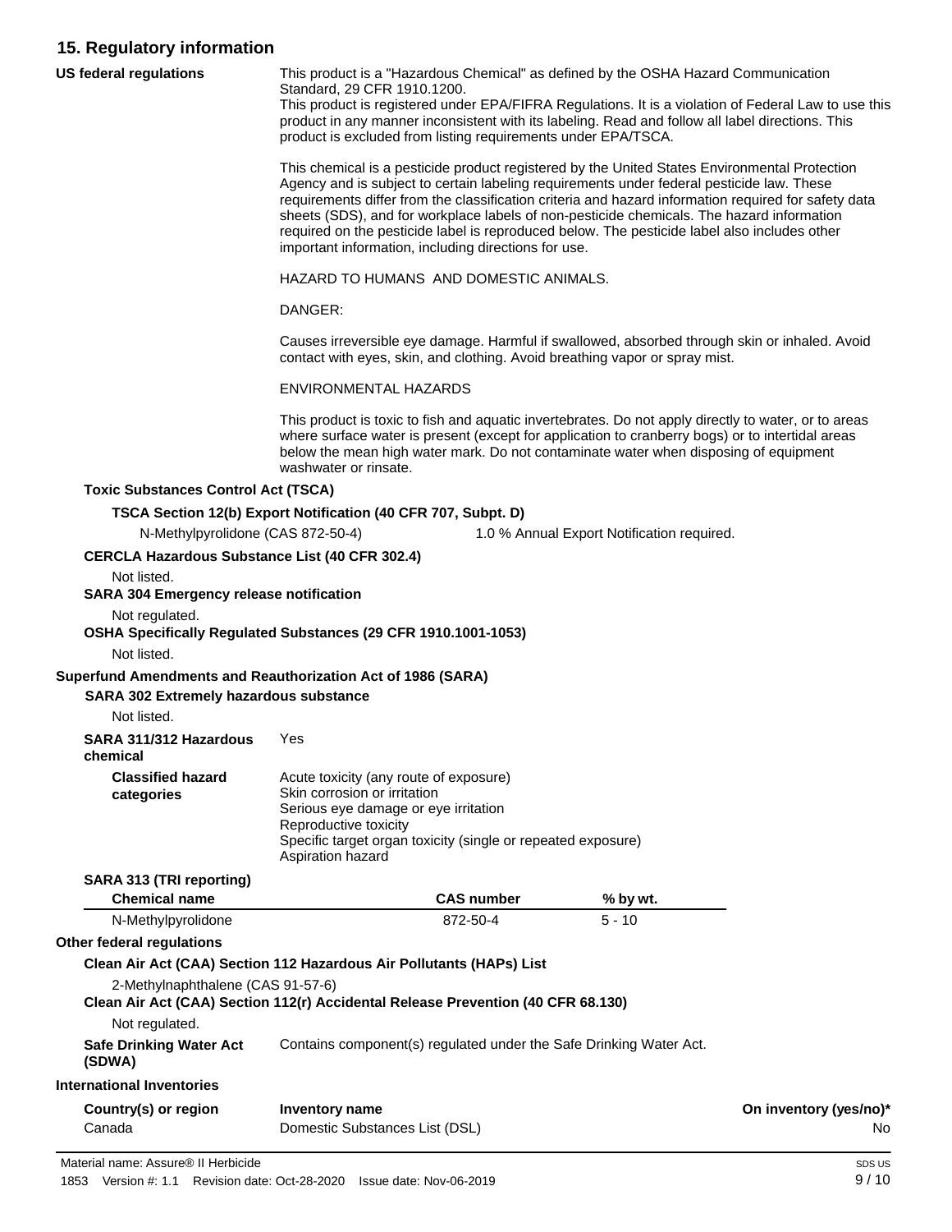## 15. Regulatory information

**US federal regulations**

This product is a "Hazardous Chemical" as defined by the OSHA Hazard Communication Standard, 29 CFR 1910.1200.
This product is registered under EPA/FIFRA Regulations. It is a violation of Federal Law to use this product in any manner inconsistent with its labeling. Read and follow all label directions. This product is excluded from listing requirements under EPA/TSCA.

This chemical is a pesticide product registered by the United States Environmental Protection Agency and is subject to certain labeling requirements under federal pesticide law. These requirements differ from the classification criteria and hazard information required for safety data sheets (SDS), and for workplace labels of non-pesticide chemicals. The hazard information required on the pesticide label is reproduced below. The pesticide label also includes other important information, including directions for use.

HAZARD TO HUMANS AND DOMESTIC ANIMALS.

DANGER:

Causes irreversible eye damage. Harmful if swallowed, absorbed through skin or inhaled. Avoid contact with eyes, skin, and clothing. Avoid breathing vapor or spray mist.

ENVIRONMENTAL HAZARDS

This product is toxic to fish and aquatic invertebrates. Do not apply directly to water, or to areas where surface water is present (except for application to cranberry bogs) or to intertidal areas below the mean high water mark. Do not contaminate water when disposing of equipment washwater or rinsate.

**Toxic Substances Control Act (TSCA)**

**TSCA Section 12(b) Export Notification (40 CFR 707, Subpt. D)**

N-Methylpyrolidone (CAS 872-50-4) — 1.0 % Annual Export Notification required.

**CERCLA Hazardous Substance List (40 CFR 302.4)**

Not listed.

**SARA 304 Emergency release notification**

Not regulated.

**OSHA Specifically Regulated Substances (29 CFR 1910.1001-1053)**

Not listed.

**Superfund Amendments and Reauthorization Act of 1986 (SARA)**

**SARA 302 Extremely hazardous substance**

Not listed.

**SARA 311/312 Hazardous chemical**: Yes

**Classified hazard categories**:
Acute toxicity (any route of exposure)
Skin corrosion or irritation
Serious eye damage or eye irritation
Reproductive toxicity
Specific target organ toxicity (single or repeated exposure)
Aspiration hazard

**SARA 313 (TRI reporting)**

| Chemical name | CAS number | % by wt. |
|---|---|---|
| N-Methylpyrolidone | 872-50-4 | 5 - 10 |

**Other federal regulations**

**Clean Air Act (CAA) Section 112 Hazardous Air Pollutants (HAPs) List**

2-Methylnaphthalene (CAS 91-57-6)

**Clean Air Act (CAA) Section 112(r) Accidental Release Prevention (40 CFR 68.130)**

Not regulated.

**Safe Drinking Water Act (SDWA)**: Contains component(s) regulated under the Safe Drinking Water Act.

**International Inventories**

| Country(s) or region | Inventory name | On inventory (yes/no)* |
|---|---|---|
| Canada | Domestic Substances List (DSL) | No |

Material name: Assure® II Herbicide
1853 Version #: 1.1 Revision date: Oct-28-2020 Issue date: Nov-06-2019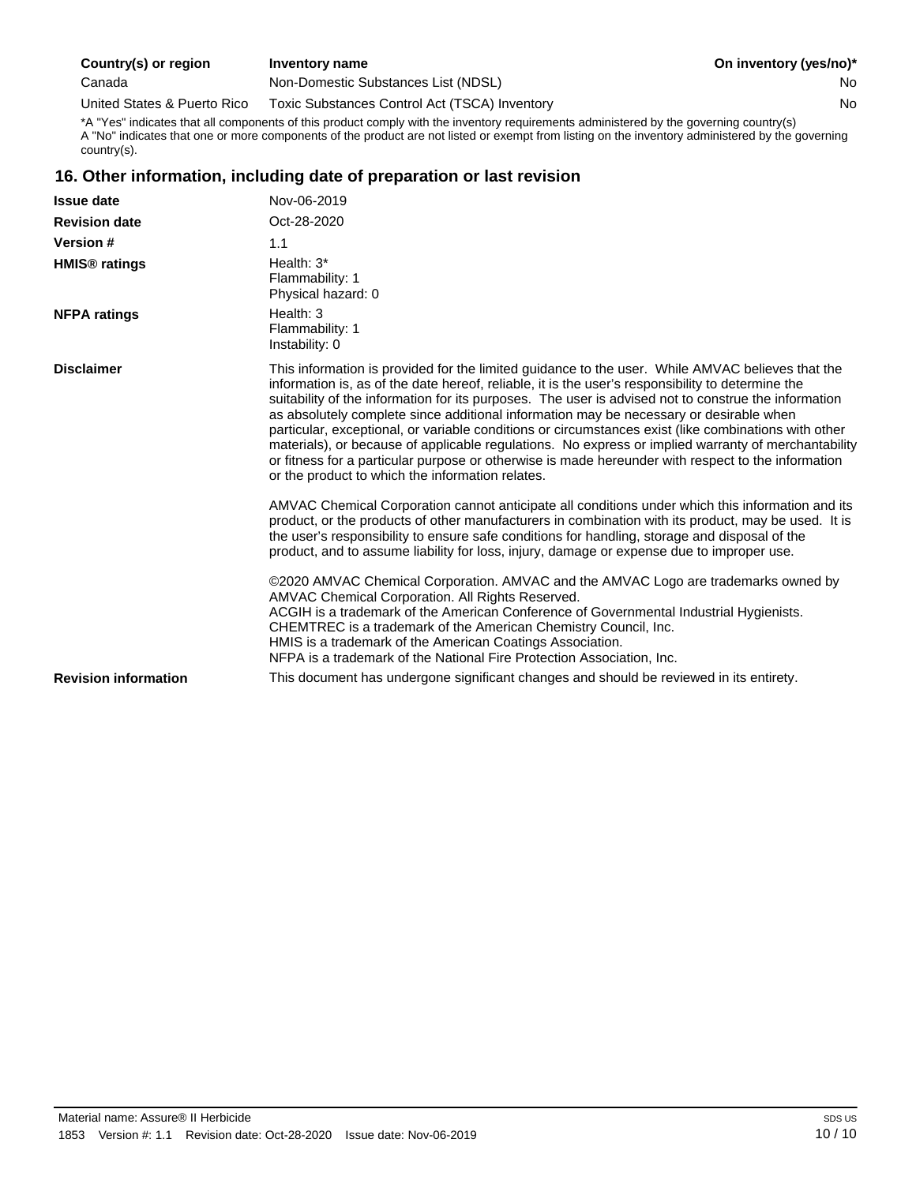| Country(s) or region | Inventory name | On inventory (yes/no)* |
|---|---|---|
| Canada | Non-Domestic Substances List (NDSL) | No |
| United States & Puerto Rico | Toxic Substances Control Act (TSCA) Inventory | No |

*A "Yes" indicates that all components of this product comply with the inventory requirements administered by the governing country(s)
A "No" indicates that one or more components of the product are not listed or exempt from listing on the inventory administered by the governing country(s).

## 16. Other information, including date of preparation or last revision

| | |
|---|---|
| **Issue date** | Nov-06-2019 |
| **Revision date** | Oct-28-2020 |
| **Version #** | 1.1 |
| **HMIS® ratings** | Health: 3*<br>Flammability: 1<br>Physical hazard: 0 |
| **NFPA ratings** | Health: 3<br>Flammability: 1<br>Instability: 0 |

**Disclaimer**

This information is provided for the limited guidance to the user. While AMVAC believes that the information is, as of the date hereof, reliable, it is the user's responsibility to determine the suitability of the information for its purposes. The user is advised not to construe the information as absolutely complete since additional information may be necessary or desirable when particular, exceptional, or variable conditions or circumstances exist (like combinations with other materials), or because of applicable regulations. No express or implied warranty of merchantability or fitness for a particular purpose or otherwise is made hereunder with respect to the information or the product to which the information relates.

AMVAC Chemical Corporation cannot anticipate all conditions under which this information and its product, or the products of other manufacturers in combination with its product, may be used. It is the user's responsibility to ensure safe conditions for handling, storage and disposal of the product, and to assume liability for loss, injury, damage or expense due to improper use.

©2020 AMVAC Chemical Corporation. AMVAC and the AMVAC Logo are trademarks owned by AMVAC Chemical Corporation. All Rights Reserved.
ACGIH is a trademark of the American Conference of Governmental Industrial Hygienists.
CHEMTREC is a trademark of the American Chemistry Council, Inc.
HMIS is a trademark of the American Coatings Association.
NFPA is a trademark of the National Fire Protection Association, Inc.

**Revision information**

This document has undergone significant changes and should be reviewed in its entirety.